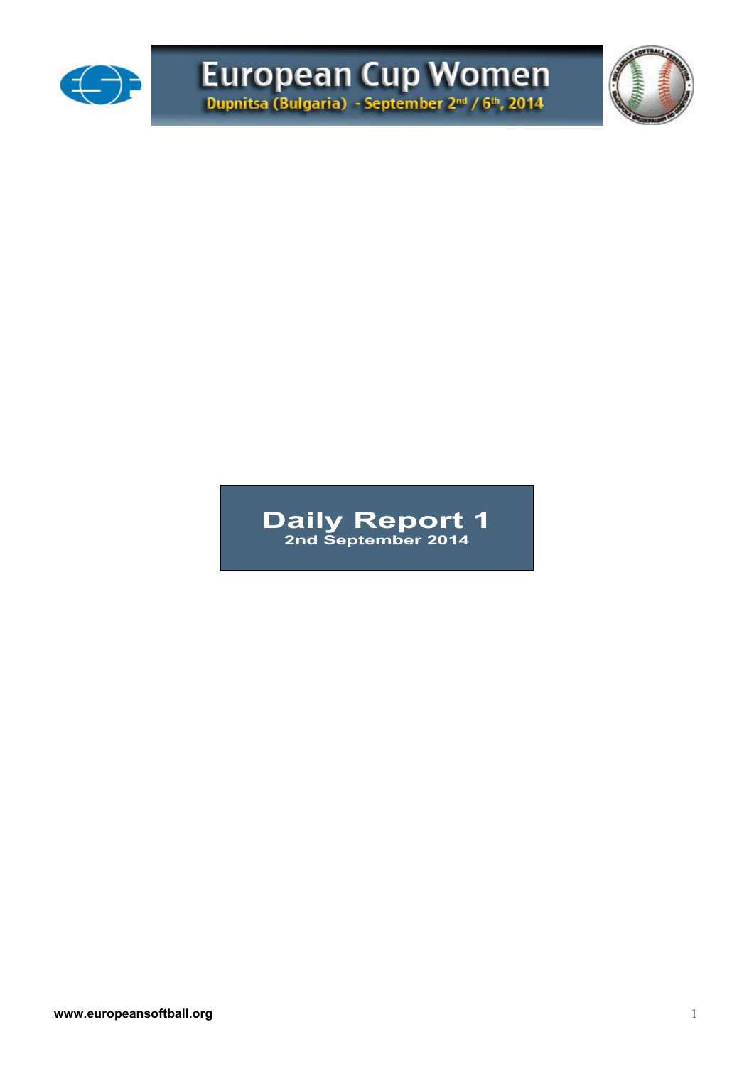# European Cup Women

Dupnitsa (Bulgaria) - September 2nd / 6th, 2014

## Daily Report 1

2nd September 2014

www.europeansoftball.org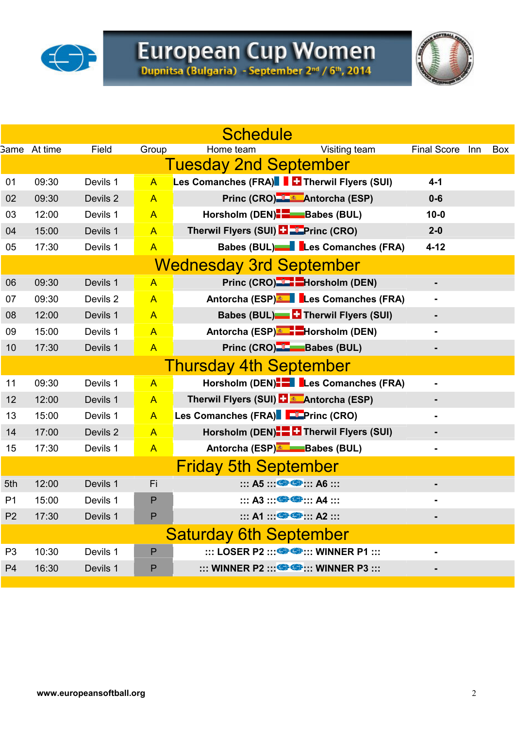# European Cup Women

**Dupnitsa (Bulgaria) - September 2nd / 6th, 2014**

## Schedule

| Game | At time | Field | Group | Home team | Visiting team | Final Score | Inn | Box |
|---|---|---|---|---|---|---|---|---|
| **Tuesday 2nd September** | | | | | | | | |
| 01 | 09:30 | Devils 1 | A | **Les Comanches (FRA)** | **Therwil Flyers (SUI)** | **4-1** | | |
| 02 | 09:30 | Devils 2 | A | **Princ (CRO)** | **Antorcha (ESP)** | **0-6** | | |
| 03 | 12:00 | Devils 1 | A | **Horsholm (DEN)** | **Babes (BUL)** | **10-0** | | |
| 04 | 15:00 | Devils 1 | A | **Therwil Flyers (SUI)** | **Princ (CRO)** | **2-0** | | |
| 05 | 17:30 | Devils 1 | A | **Babes (BUL)** | **Les Comanches (FRA)** | **4-12** | | |
| **Wednesday 3rd September** | | | | | | | | |
| 06 | 09:30 | Devils 1 | A | **Princ (CRO)** | **Horsholm (DEN)** | **-** | | |
| 07 | 09:30 | Devils 2 | A | **Antorcha (ESP)** | **Les Comanches (FRA)** | **-** | | |
| 08 | 12:00 | Devils 1 | A | **Babes (BUL)** | **Therwil Flyers (SUI)** | **-** | | |
| 09 | 15:00 | Devils 1 | A | **Antorcha (ESP)** | **Horsholm (DEN)** | **-** | | |
| 10 | 17:30 | Devils 1 | A | **Princ (CRO)** | **Babes (BUL)** | **-** | | |
| **Thursday 4th September** | | | | | | | | |
| 11 | 09:30 | Devils 1 | A | **Horsholm (DEN)** | **Les Comanches (FRA)** | **-** | | |
| 12 | 12:00 | Devils 1 | A | **Therwil Flyers (SUI)** | **Antorcha (ESP)** | **-** | | |
| 13 | 15:00 | Devils 1 | A | **Les Comanches (FRA)** | **Princ (CRO)** | **-** | | |
| 14 | 17:00 | Devils 2 | A | **Horsholm (DEN)** | **Therwil Flyers (SUI)** | **-** | | |
| 15 | 17:30 | Devils 1 | A | **Antorcha (ESP)** | **Babes (BUL)** | **-** | | |
| **Friday 5th September** | | | | | | | | |
| 5th | 12:00 | Devils 1 | Fi | **::: A5 :::** | **::: A6 :::** | **-** | | |
| P1 | 15:00 | Devils 1 | P | **::: A3 :::** | **::: A4 :::** | **-** | | |
| P2 | 17:30 | Devils 1 | P | **::: A1 :::** | **::: A2 :::** | **-** | | |
| **Saturday 6th September** | | | | | | | | |
| P3 | 10:30 | Devils 1 | P | **::: LOSER P2 :::** | **::: WINNER P1 :::** | **-** | | |
| P4 | 16:30 | Devils 1 | P | **::: WINNER P2 :::** | **::: WINNER P3 :::** | **-** | | |

**www.europeansoftball.org**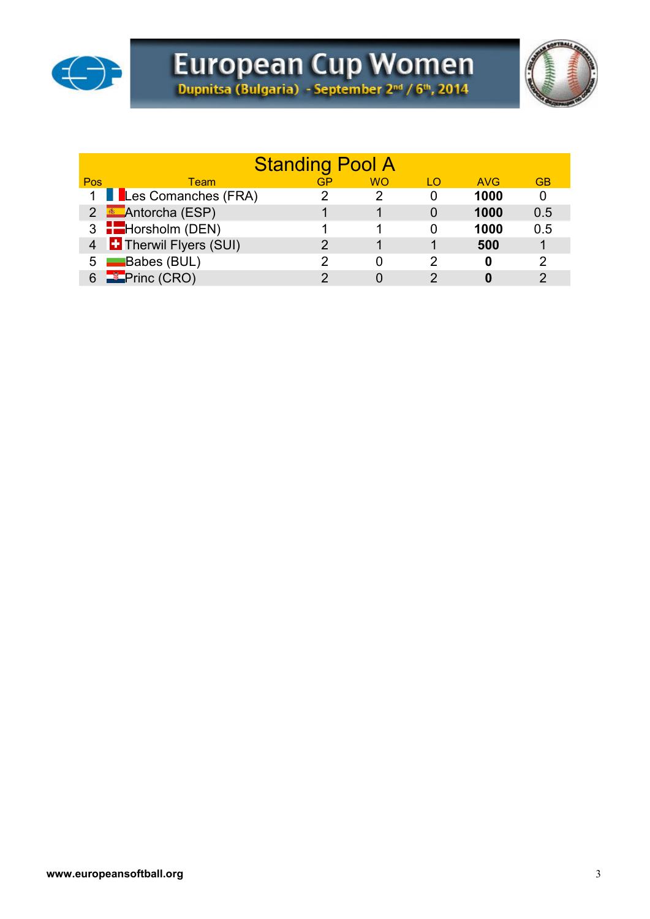# European Cup Women

Dupnitsa (Bulgaria) - September 2nd / 6th, 2014

## Standing Pool A

| Pos | Team | GP | WO | LO | AVG | GB |
|---|---|---|---|---|---|---|
| 1 | Les Comanches (FRA) | 2 | 2 | 0 | **1000** | 0 |
| 2 | Antorcha (ESP) | 1 | 1 | 0 | **1000** | 0.5 |
| 3 | Horsholm (DEN) | 1 | 1 | 0 | **1000** | 0.5 |
| 4 | Therwil Flyers (SUI) | 2 | 1 | 1 | **500** | 1 |
| 5 | Babes (BUL) | 2 | 0 | 2 | **0** | 2 |
| 6 | Princ (CRO) | 2 | 0 | 2 | **0** | 2 |

www.europeansoftball.org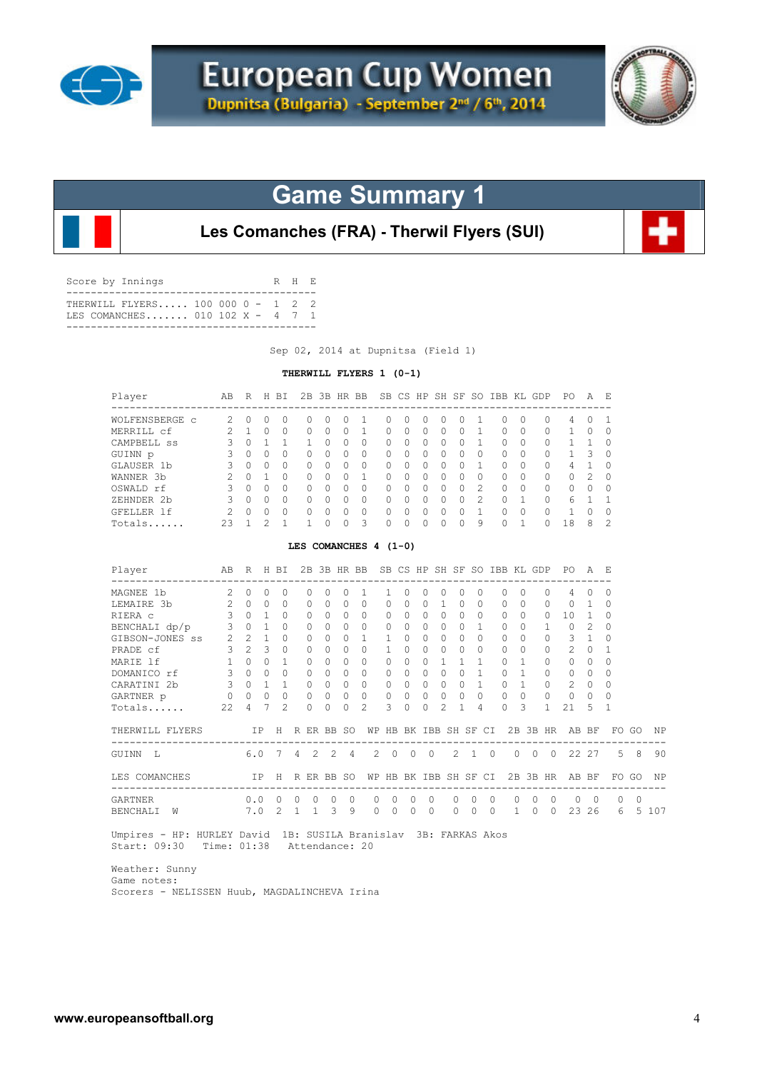# European Cup Women

**Dupnitsa (Bulgaria) - September 2nd / 6th, 2014**

## Game Summary 1

### Les Comanches (FRA) - Therwil Flyers (SUI)

| Score by Innings | | R | H | E |
|---|---|---|---|---|
| THERWILL FLYERS..... | 100 000 0 - | 1 | 2 | 2 |
| LES COMANCHES....... | 010 102 X - | 4 | 7 | 1 |

Sep 02, 2014 at Dupnitsa (Field 1)

**THERWILL FLYERS 1 (0-1)**

| Player | AB | R | H | BI | 2B | 3B | HR | BB | SB | CS | HP | SH | SF | SO | IBB | KL | GDP | PO | A | E |
|---|---|---|---|---|---|---|---|---|---|---|---|---|---|---|---|---|---|---|---|---|
| WOLFENSBERGE c | 2 | 0 | 0 | 0 | 0 | 0 | 0 | 1 | 0 | 0 | 0 | 0 | 0 | 1 | 0 | 0 | 0 | 4 | 0 | 1 |
| MERRILL cf | 2 | 1 | 0 | 0 | 0 | 0 | 0 | 1 | 0 | 0 | 0 | 0 | 0 | 1 | 0 | 0 | 0 | 1 | 0 | 0 |
| CAMPBELL ss | 3 | 0 | 1 | 1 | 1 | 0 | 0 | 0 | 0 | 0 | 0 | 0 | 0 | 1 | 0 | 0 | 0 | 1 | 1 | 0 |
| GUINN p | 3 | 0 | 0 | 0 | 0 | 0 | 0 | 0 | 0 | 0 | 0 | 0 | 0 | 0 | 0 | 0 | 0 | 1 | 3 | 0 |
| GLAUSER 1b | 3 | 0 | 0 | 0 | 0 | 0 | 0 | 0 | 0 | 0 | 0 | 0 | 0 | 1 | 0 | 0 | 0 | 4 | 1 | 0 |
| WANNER 3b | 2 | 0 | 1 | 0 | 0 | 0 | 0 | 1 | 0 | 0 | 0 | 0 | 0 | 0 | 0 | 0 | 0 | 0 | 2 | 0 |
| OSWALD rf | 3 | 0 | 0 | 0 | 0 | 0 | 0 | 0 | 0 | 0 | 0 | 0 | 0 | 2 | 0 | 0 | 0 | 0 | 0 | 0 |
| ZEHNDER 2b | 3 | 0 | 0 | 0 | 0 | 0 | 0 | 0 | 0 | 0 | 0 | 0 | 0 | 2 | 0 | 1 | 0 | 6 | 1 | 1 |
| GFELLER lf | 2 | 0 | 0 | 0 | 0 | 0 | 0 | 0 | 0 | 0 | 0 | 0 | 0 | 1 | 0 | 0 | 0 | 1 | 0 | 0 |
| Totals...... | 23 | 1 | 2 | 1 | 1 | 0 | 0 | 3 | 0 | 0 | 0 | 0 | 0 | 9 | 0 | 1 | 0 | 18 | 8 | 2 |

**LES COMANCHES 4 (1-0)**

| Player | AB | R | H | BI | 2B | 3B | HR | BB | SB | CS | HP | SH | SF | SO | IBB | KL | GDP | PO | A | E |
|---|---|---|---|---|---|---|---|---|---|---|---|---|---|---|---|---|---|---|---|---|
| MAGNEE 1b | 2 | 0 | 0 | 0 | 0 | 0 | 0 | 1 | 1 | 0 | 0 | 0 | 0 | 0 | 0 | 0 | 0 | 4 | 0 | 0 |
| LEMAIRE 3b | 2 | 0 | 0 | 0 | 0 | 0 | 0 | 0 | 0 | 0 | 0 | 1 | 0 | 0 | 0 | 0 | 0 | 0 | 1 | 0 |
| RIERA c | 3 | 0 | 1 | 0 | 0 | 0 | 0 | 0 | 0 | 0 | 0 | 0 | 0 | 0 | 0 | 0 | 0 | 10 | 1 | 0 |
| BENCHALI dp/p | 3 | 0 | 1 | 0 | 0 | 0 | 0 | 0 | 0 | 0 | 0 | 0 | 0 | 1 | 0 | 0 | 1 | 0 | 2 | 0 |
| GIBSON-JONES ss | 2 | 2 | 1 | 0 | 0 | 0 | 0 | 1 | 1 | 0 | 0 | 0 | 0 | 0 | 0 | 0 | 0 | 3 | 1 | 0 |
| PRADE cf | 3 | 2 | 3 | 0 | 0 | 0 | 0 | 0 | 1 | 0 | 0 | 0 | 0 | 0 | 0 | 0 | 0 | 2 | 0 | 1 |
| MARIE lf | 1 | 0 | 0 | 1 | 0 | 0 | 0 | 0 | 0 | 0 | 0 | 1 | 1 | 1 | 0 | 1 | 0 | 0 | 0 | 0 |
| DOMANICO rf | 3 | 0 | 0 | 0 | 0 | 0 | 0 | 0 | 0 | 0 | 0 | 0 | 0 | 1 | 0 | 1 | 0 | 0 | 0 | 0 |
| CARATINI 2b | 3 | 0 | 1 | 1 | 0 | 0 | 0 | 0 | 0 | 0 | 0 | 0 | 0 | 1 | 0 | 1 | 0 | 2 | 0 | 0 |
| GARTNER p | 0 | 0 | 0 | 0 | 0 | 0 | 0 | 0 | 0 | 0 | 0 | 0 | 0 | 0 | 0 | 0 | 0 | 0 | 0 | 0 |
| Totals...... | 22 | 4 | 7 | 2 | 0 | 0 | 0 | 2 | 3 | 0 | 0 | 2 | 1 | 4 | 0 | 3 | 1 | 21 | 5 | 1 |

| THERWILL FLYERS | IP | H | R | ER | BB | SO | WP | HB | BK | IBB | SH | SF | CI | 2B | 3B | HR | AB | BF | FO | GO | NP |
|---|---|---|---|---|---|---|---|---|---|---|---|---|---|---|---|---|---|---|---|---|---|
| GUINN L | 6.0 | 7 | 4 | 2 | 2 | 4 | 2 | 0 | 0 | 0 | 2 | 1 | 0 | 0 | 0 | 0 | 22 | 27 | 5 | 8 | 90 |

| LES COMANCHES | IP | H | R | ER | BB | SO | WP | HB | BK | IBB | SH | SF | CI | 2B | 3B | HR | AB | BF | FO | GO | NP |
|---|---|---|---|---|---|---|---|---|---|---|---|---|---|---|---|---|---|---|---|---|---|
| GARTNER | 0.0 | 0 | 0 | 0 | 0 | 0 | 0 | 0 | 0 | 0 | 0 | 0 | 0 | 0 | 0 | 0 | 0 | 0 | 0 | 0 | |
| BENCHALI W | 7.0 | 2 | 1 | 1 | 3 | 9 | 0 | 0 | 0 | 0 | 0 | 0 | 0 | 1 | 0 | 0 | 23 | 26 | 6 | 5 | 107 |

Umpires - HP: HURLEY David 1B: SUSILA Branislav 3B: FARKAS Akos
Start: 09:30 Time: 01:38 Attendance: 20

Weather: Sunny
Game notes:
Scorers - NELISSEN Huub, MAGDALINCHEVA Irina

www.europeansoftball.org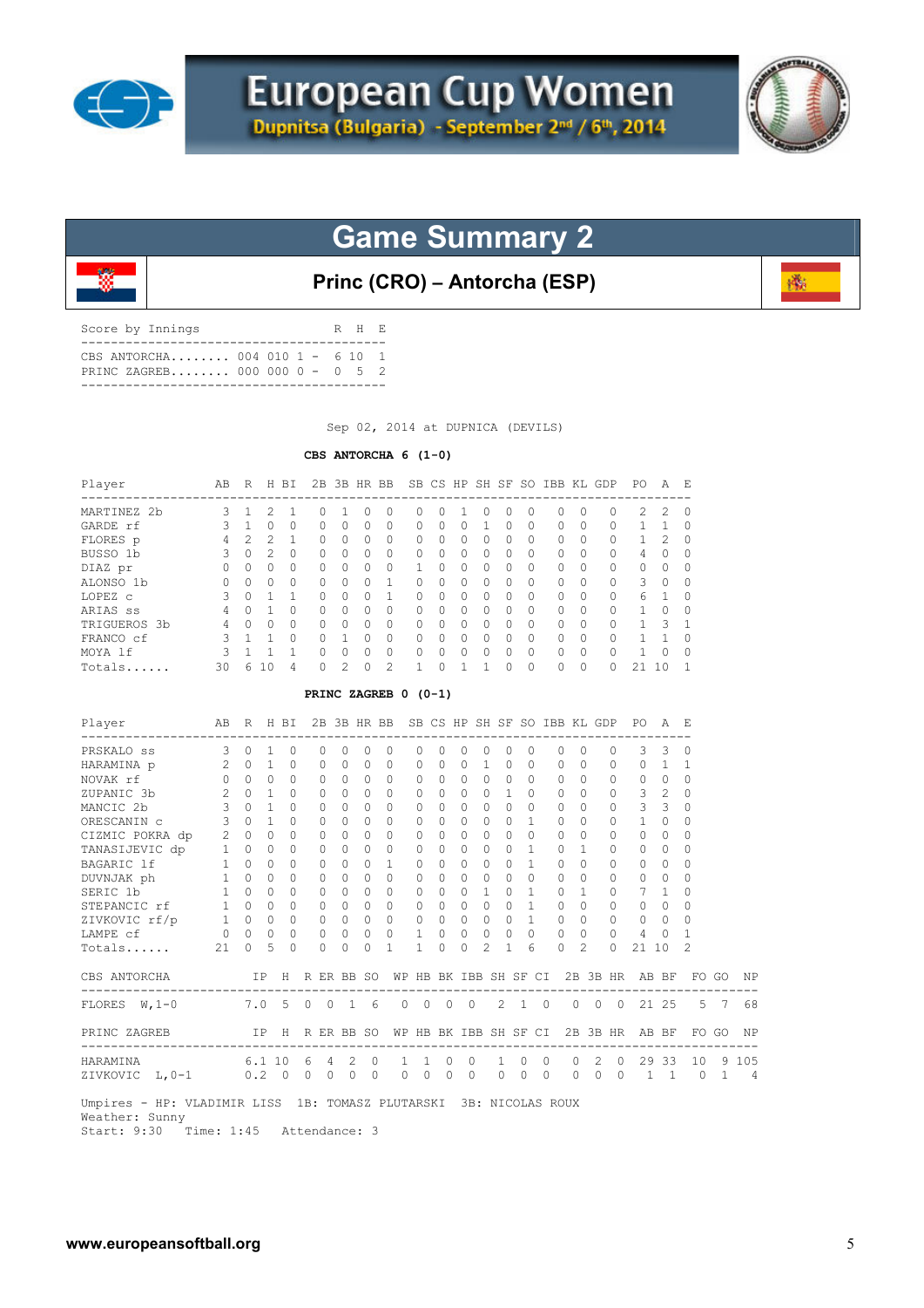# European Cup Women

**Dupnitsa (Bulgaria) - September 2nd / 6th, 2014**

## Game Summary 2

### Princ (CRO) – Antorcha (ESP)

| Score by Innings | | | R | H | E |
|---|---|---|---|---|---|
| CBS ANTORCHA........ | 004 010 1 | - | 6 | 10 | 1 |
| PRINC ZAGREB........ | 000 000 0 | - | 0 | 5 | 2 |

Sep 02, 2014 at DUPNICA (DEVILS)

**CBS ANTORCHA 6 (1-0)**

| Player | AB | R | H | BI | 2B | 3B | HR | BB | SB | CS | HP | SH | SF | SO | IBB | KL | GDP | PO | A | E |
|---|---|---|---|---|---|---|---|---|---|---|---|---|---|---|---|---|---|---|---|---|
| MARTINEZ 2b | 3 | 1 | 2 | 1 | 0 | 1 | 0 | 0 | 0 | 0 | 1 | 0 | 0 | 0 | 0 | 0 | 0 | 2 | 2 | 0 |
| GARDE rf | 3 | 1 | 0 | 0 | 0 | 0 | 0 | 0 | 0 | 0 | 0 | 1 | 0 | 0 | 0 | 0 | 0 | 1 | 1 | 0 |
| FLORES p | 4 | 2 | 2 | 1 | 0 | 0 | 0 | 0 | 0 | 0 | 0 | 0 | 0 | 0 | 0 | 0 | 0 | 1 | 2 | 0 |
| BUSSO 1b | 3 | 0 | 2 | 0 | 0 | 0 | 0 | 0 | 0 | 0 | 0 | 0 | 0 | 0 | 0 | 0 | 0 | 4 | 0 | 0 |
| DIAZ pr | 0 | 0 | 0 | 0 | 0 | 0 | 0 | 0 | 1 | 0 | 0 | 0 | 0 | 0 | 0 | 0 | 0 | 0 | 0 | 0 |
| ALONSO 1b | 0 | 0 | 0 | 0 | 0 | 0 | 0 | 1 | 0 | 0 | 0 | 0 | 0 | 0 | 0 | 0 | 0 | 3 | 0 | 0 |
| LOPEZ c | 3 | 0 | 1 | 1 | 0 | 0 | 0 | 1 | 0 | 0 | 0 | 0 | 0 | 0 | 0 | 0 | 0 | 6 | 1 | 0 |
| ARIAS ss | 4 | 0 | 1 | 0 | 0 | 0 | 0 | 0 | 0 | 0 | 0 | 0 | 0 | 0 | 0 | 0 | 0 | 1 | 0 | 0 |
| TRIGUEROS 3b | 4 | 0 | 0 | 0 | 0 | 0 | 0 | 0 | 0 | 0 | 0 | 0 | 0 | 0 | 0 | 0 | 0 | 1 | 3 | 1 |
| FRANCO cf | 3 | 1 | 1 | 0 | 0 | 1 | 0 | 0 | 0 | 0 | 0 | 0 | 0 | 0 | 0 | 0 | 0 | 1 | 1 | 0 |
| MOYA lf | 3 | 1 | 1 | 1 | 0 | 0 | 0 | 0 | 0 | 0 | 0 | 0 | 0 | 0 | 0 | 0 | 0 | 1 | 0 | 0 |
| Totals...... | 30 | 6 | 10 | 4 | 0 | 2 | 0 | 2 | 1 | 0 | 1 | 1 | 0 | 0 | 0 | 0 | 0 | 21 | 10 | 1 |

**PRINC ZAGREB 0 (0-1)**

| Player | AB | R | H | BI | 2B | 3B | HR | BB | SB | CS | HP | SH | SF | SO | IBB | KL | GDP | PO | A | E |
|---|---|---|---|---|---|---|---|---|---|---|---|---|---|---|---|---|---|---|---|---|
| PRSKALO ss | 3 | 0 | 1 | 0 | 0 | 0 | 0 | 0 | 0 | 0 | 0 | 0 | 0 | 0 | 0 | 0 | 0 | 3 | 3 | 0 |
| HARAMINA p | 2 | 0 | 1 | 0 | 0 | 0 | 0 | 0 | 0 | 0 | 0 | 1 | 0 | 0 | 0 | 0 | 0 | 0 | 1 | 1 |
| NOVAK rf | 0 | 0 | 0 | 0 | 0 | 0 | 0 | 0 | 0 | 0 | 0 | 0 | 0 | 0 | 0 | 0 | 0 | 0 | 0 | 0 |
| ZUPANIC 3b | 2 | 0 | 1 | 0 | 0 | 0 | 0 | 0 | 0 | 0 | 0 | 0 | 1 | 0 | 0 | 0 | 0 | 3 | 2 | 0 |
| MANCIC 2b | 3 | 0 | 1 | 0 | 0 | 0 | 0 | 0 | 0 | 0 | 0 | 0 | 0 | 0 | 0 | 0 | 0 | 3 | 3 | 0 |
| ORESCANIN c | 3 | 0 | 1 | 0 | 0 | 0 | 0 | 0 | 0 | 0 | 0 | 0 | 0 | 1 | 0 | 0 | 0 | 1 | 0 | 0 |
| CIZMIC POKRA dp | 2 | 0 | 0 | 0 | 0 | 0 | 0 | 0 | 0 | 0 | 0 | 0 | 0 | 0 | 0 | 0 | 0 | 0 | 0 | 0 |
| TANASIJEVIC dp | 1 | 0 | 0 | 0 | 0 | 0 | 0 | 0 | 0 | 0 | 0 | 0 | 0 | 1 | 0 | 1 | 0 | 0 | 0 | 0 |
| BAGARIC lf | 1 | 0 | 0 | 0 | 0 | 0 | 0 | 1 | 0 | 0 | 0 | 0 | 0 | 1 | 0 | 0 | 0 | 0 | 0 | 0 |
| DUVNJAK ph | 1 | 0 | 0 | 0 | 0 | 0 | 0 | 0 | 0 | 0 | 0 | 0 | 0 | 0 | 0 | 0 | 0 | 0 | 0 | 0 |
| SERIC 1b | 1 | 0 | 0 | 0 | 0 | 0 | 0 | 0 | 0 | 0 | 0 | 1 | 0 | 1 | 0 | 1 | 0 | 7 | 1 | 0 |
| STEPANCIC rf | 1 | 0 | 0 | 0 | 0 | 0 | 0 | 0 | 0 | 0 | 0 | 0 | 0 | 1 | 0 | 0 | 0 | 0 | 0 | 0 |
| ZIVKOVIC rf/p | 1 | 0 | 0 | 0 | 0 | 0 | 0 | 0 | 0 | 0 | 0 | 0 | 0 | 1 | 0 | 0 | 0 | 0 | 0 | 0 |
| LAMPE cf | 0 | 0 | 0 | 0 | 0 | 0 | 0 | 0 | 1 | 0 | 0 | 0 | 0 | 0 | 0 | 0 | 0 | 4 | 0 | 1 |
| Totals...... | 21 | 0 | 5 | 0 | 0 | 0 | 0 | 1 | 1 | 0 | 0 | 2 | 1 | 6 | 0 | 2 | 0 | 21 | 10 | 2 |

| CBS ANTORCHA | IP | H | R | ER | BB | SO | WP | HB | BK | IBB | SH | SF | CI | 2B | 3B | HR | AB | BF | FO | GO | NP |
|---|---|---|---|---|---|---|---|---|---|---|---|---|---|---|---|---|---|---|---|---|---|
| FLORES W,1-0 | 7.0 | 5 | 0 | 0 | 1 | 6 | 0 | 0 | 0 | 0 | 2 | 1 | 0 | 0 | 0 | 0 | 21 | 25 | 5 | 7 | 68 |

| PRINC ZAGREB | IP | H | R | ER | BB | SO | WP | HB | BK | IBB | SH | SF | CI | 2B | 3B | HR | AB | BF | FO | GO | NP |
|---|---|---|---|---|---|---|---|---|---|---|---|---|---|---|---|---|---|---|---|---|---|
| HARAMINA | 6.1 | 10 | 6 | 4 | 2 | 0 | 1 | 1 | 0 | 0 | 1 | 0 | 0 | 0 | 2 | 0 | 29 | 33 | 10 | 9 | 105 |
| ZIVKOVIC L,0-1 | 0.2 | 0 | 0 | 0 | 0 | 0 | 0 | 0 | 0 | 0 | 0 | 0 | 0 | 0 | 0 | 0 | 1 | 1 | 0 | 1 | 4 |

Umpires - HP: VLADIMIR LISS 1B: TOMASZ PLUTARSKI 3B: NICOLAS ROUX
Weather: Sunny
Start: 9:30 Time: 1:45 Attendance: 3

www.europeansoftball.org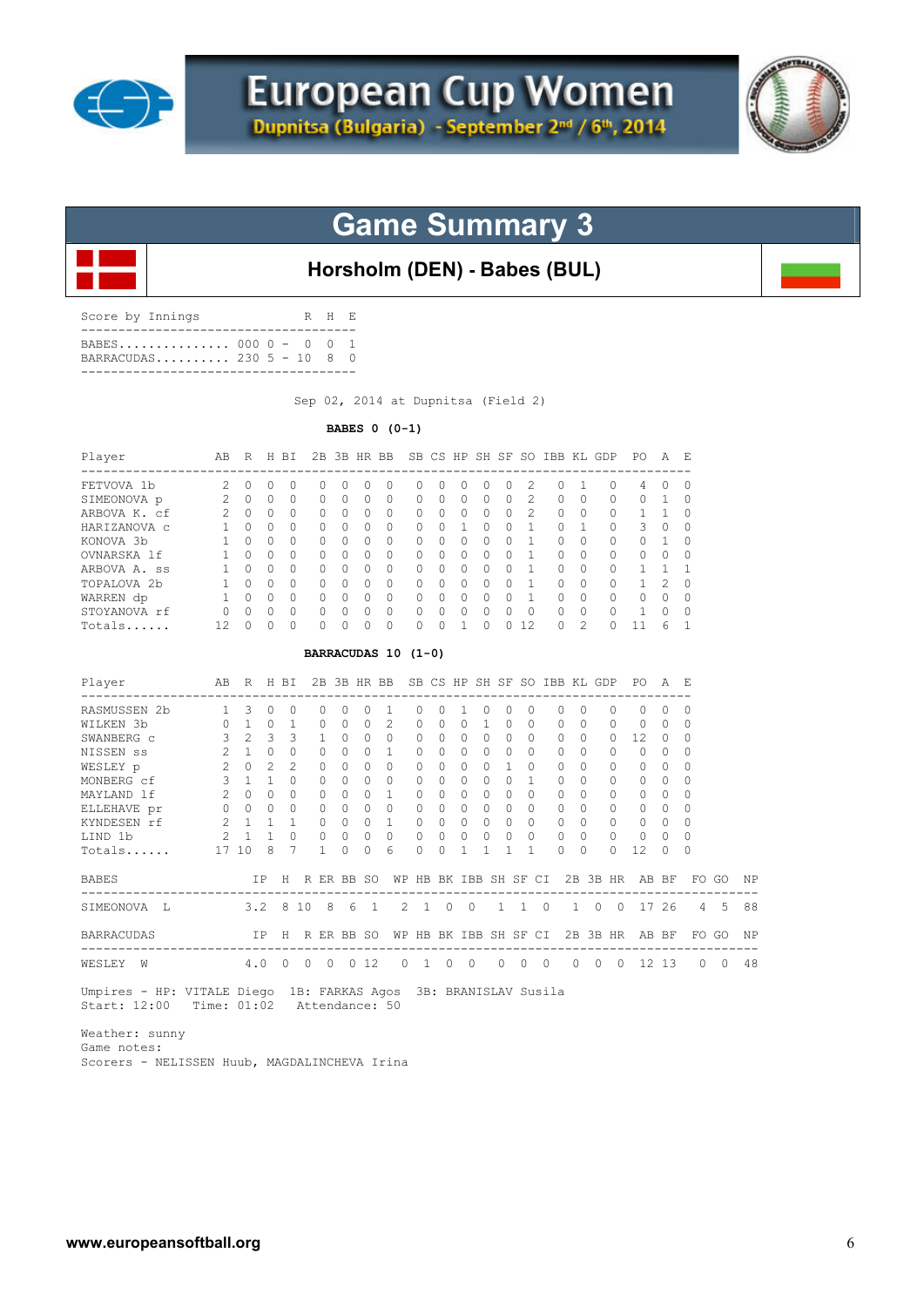# European Cup Women

Dupnitsa (Bulgaria) - September 2nd / 6th, 2014

## Game Summary 3

### Horsholm (DEN) - Babes (BUL)

| Score by Innings | | R | H | E |
|---|---|---|---|---|
| BABES | 000 0 - | 0 | 0 | 1 |
| BARRACUDAS | 230 5 - | 10 | 8 | 0 |

Sep 02, 2014 at Dupnitsa (Field 2)

**BABES 0 (0-1)**

| Player | AB | R | H | BI | 2B | 3B | HR | BB | SB | CS | HP | SH | SF | SO | IBB | KL | GDP | PO | A | E |
|---|---|---|---|---|---|---|---|---|---|---|---|---|---|---|---|---|---|---|---|---|
| FETVOVA 1b | 2 | 0 | 0 | 0 | 0 | 0 | 0 | 0 | 0 | 0 | 0 | 0 | 0 | 2 | 0 | 1 | 0 | 4 | 0 | 0 |
| SIMEONOVA p | 2 | 0 | 0 | 0 | 0 | 0 | 0 | 0 | 0 | 0 | 0 | 0 | 0 | 2 | 0 | 0 | 0 | 0 | 1 | 0 |
| ARBOVA K. cf | 2 | 0 | 0 | 0 | 0 | 0 | 0 | 0 | 0 | 0 | 0 | 0 | 0 | 2 | 0 | 0 | 0 | 1 | 1 | 0 |
| HARIZANOVA c | 1 | 0 | 0 | 0 | 0 | 0 | 0 | 0 | 0 | 0 | 1 | 0 | 0 | 1 | 0 | 1 | 0 | 3 | 0 | 0 |
| KONOVA 3b | 1 | 0 | 0 | 0 | 0 | 0 | 0 | 0 | 0 | 0 | 0 | 0 | 0 | 1 | 0 | 0 | 0 | 0 | 1 | 0 |
| OVNARSKA lf | 1 | 0 | 0 | 0 | 0 | 0 | 0 | 0 | 0 | 0 | 0 | 0 | 0 | 1 | 0 | 0 | 0 | 0 | 0 | 0 |
| ARBOVA A. ss | 1 | 0 | 0 | 0 | 0 | 0 | 0 | 0 | 0 | 0 | 0 | 0 | 0 | 1 | 0 | 0 | 0 | 1 | 1 | 1 |
| TOPALOVA 2b | 1 | 0 | 0 | 0 | 0 | 0 | 0 | 0 | 0 | 0 | 0 | 0 | 0 | 1 | 0 | 0 | 0 | 1 | 2 | 0 |
| WARREN dp | 1 | 0 | 0 | 0 | 0 | 0 | 0 | 0 | 0 | 0 | 0 | 0 | 0 | 1 | 0 | 0 | 0 | 0 | 0 | 0 |
| STOYANOVA rf | 0 | 0 | 0 | 0 | 0 | 0 | 0 | 0 | 0 | 0 | 0 | 0 | 0 | 0 | 0 | 0 | 0 | 1 | 0 | 0 |
| Totals...... | 12 | 0 | 0 | 0 | 0 | 0 | 0 | 0 | 0 | 0 | 1 | 0 | 0 | 12 | 0 | 2 | 0 | 11 | 6 | 1 |

**BARRACUDAS 10 (1-0)**

| Player | AB | R | H | BI | 2B | 3B | HR | BB | SB | CS | HP | SH | SF | SO | IBB | KL | GDP | PO | A | E |
|---|---|---|---|---|---|---|---|---|---|---|---|---|---|---|---|---|---|---|---|---|
| RASMUSSEN 2b | 1 | 3 | 0 | 0 | 0 | 0 | 0 | 1 | 0 | 0 | 1 | 0 | 0 | 0 | 0 | 0 | 0 | 0 | 0 | 0 |
| WILKEN 3b | 0 | 1 | 0 | 1 | 0 | 0 | 0 | 2 | 0 | 0 | 0 | 1 | 0 | 0 | 0 | 0 | 0 | 0 | 0 | 0 |
| SWANBERG c | 3 | 2 | 3 | 3 | 1 | 0 | 0 | 0 | 0 | 0 | 0 | 0 | 0 | 0 | 0 | 0 | 0 | 12 | 0 | 0 |
| NISSEN ss | 2 | 1 | 0 | 0 | 0 | 0 | 0 | 1 | 0 | 0 | 0 | 0 | 0 | 0 | 0 | 0 | 0 | 0 | 0 | 0 |
| WESLEY p | 2 | 0 | 2 | 2 | 0 | 0 | 0 | 0 | 0 | 0 | 0 | 0 | 1 | 0 | 0 | 0 | 0 | 0 | 0 | 0 |
| MONBERG cf | 3 | 1 | 1 | 0 | 0 | 0 | 0 | 0 | 0 | 0 | 0 | 0 | 0 | 1 | 0 | 0 | 0 | 0 | 0 | 0 |
| MAYLAND lf | 2 | 0 | 0 | 0 | 0 | 0 | 0 | 1 | 0 | 0 | 0 | 0 | 0 | 0 | 0 | 0 | 0 | 0 | 0 | 0 |
| ELLEHAVE pr | 0 | 0 | 0 | 0 | 0 | 0 | 0 | 0 | 0 | 0 | 0 | 0 | 0 | 0 | 0 | 0 | 0 | 0 | 0 | 0 |
| KYNDESEN rf | 2 | 1 | 1 | 1 | 0 | 0 | 0 | 1 | 0 | 0 | 0 | 0 | 0 | 0 | 0 | 0 | 0 | 0 | 0 | 0 |
| LIND 1b | 2 | 1 | 1 | 0 | 0 | 0 | 0 | 0 | 0 | 0 | 0 | 0 | 0 | 0 | 0 | 0 | 0 | 0 | 0 | 0 |
| Totals...... | 17 | 10 | 8 | 7 | 1 | 0 | 0 | 6 | 0 | 0 | 1 | 1 | 1 | 1 | 0 | 0 | 0 | 12 | 0 | 0 |

| BABES | IP | H | R | ER | BB | SO | WP | HB | BK | IBB | SH | SF | CI | 2B | 3B | HR | AB | BF | FO | GO | NP |
|---|---|---|---|---|---|---|---|---|---|---|---|---|---|---|---|---|---|---|---|---|---|
| SIMEONOVA L | 3.2 | 8 | 10 | 8 | 6 | 1 | 2 | 1 | 0 | 0 | 1 | 1 | 0 | 1 | 0 | 0 | 17 | 26 | 4 | 5 | 88 |

| BARRACUDAS | IP | H | R | ER | BB | SO | WP | HB | BK | IBB | SH | SF | CI | 2B | 3B | HR | AB | BF | FO | GO | NP |
|---|---|---|---|---|---|---|---|---|---|---|---|---|---|---|---|---|---|---|---|---|---|
| WESLEY W | 4.0 | 0 | 0 | 0 | 0 | 12 | 0 | 1 | 0 | 0 | 0 | 0 | 0 | 0 | 0 | 0 | 12 | 13 | 0 | 0 | 48 |

Umpires - HP: VITALE Diego 1B: FARKAS Agos 3B: BRANISLAV Susila
Start: 12:00 Time: 01:02 Attendance: 50

Weather: sunny
Game notes:
Scorers - NELISSEN Huub, MAGDALINCHEVA Irina

www.europeansoftball.org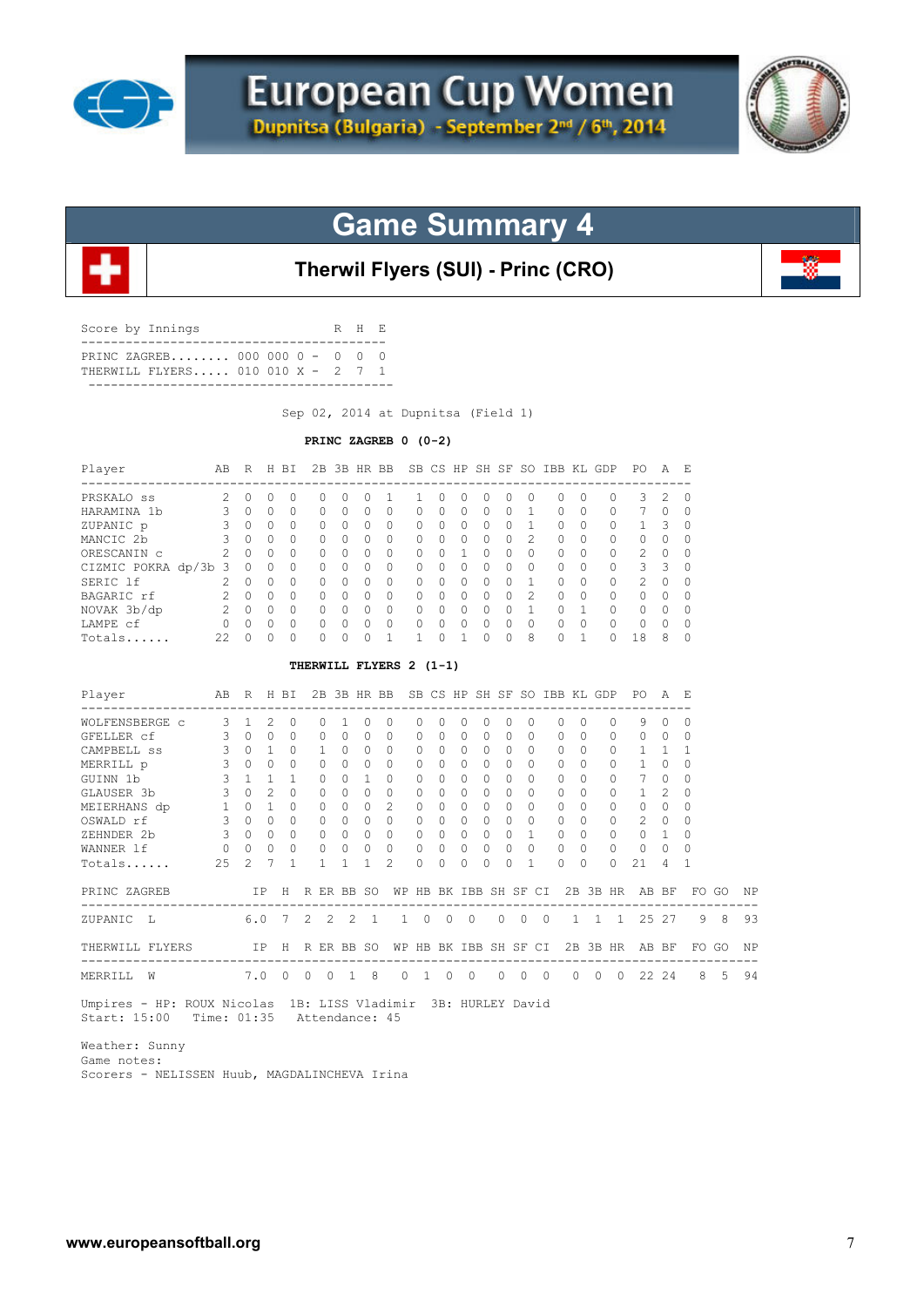# European Cup Women

Dupnitsa (Bulgaria) - September 2nd / 6th, 2014

## Game Summary 4

### Therwil Flyers (SUI) - Princ (CRO)

| Score by Innings | | R | H | E |
|---|---|---|---|---|
| PRINC ZAGREB........ | 000 000 0 - | 0 | 0 | 0 |
| THERWILL FLYERS..... | 010 010 X - | 2 | 7 | 1 |

Sep 02, 2014 at Dupnitsa (Field 1)

**PRINC ZAGREB 0 (0-2)**

| Player | AB | R | H | BI | 2B | 3B | HR | BB | SB | CS | HP | SH | SF | SO | IBB | KL | GDP | PO | A | E |
|---|---|---|---|---|---|---|---|---|---|---|---|---|---|---|---|---|---|---|---|---|
| PRSKALO ss | 2 | 0 | 0 | 0 | 0 | 0 | 0 | 1 | 1 | 0 | 0 | 0 | 0 | 0 | 0 | 0 | 0 | 3 | 2 | 0 |
| HARAMINA 1b | 3 | 0 | 0 | 0 | 0 | 0 | 0 | 0 | 0 | 0 | 0 | 0 | 0 | 1 | 0 | 0 | 0 | 7 | 0 | 0 |
| ZUPANIC p | 3 | 0 | 0 | 0 | 0 | 0 | 0 | 0 | 0 | 0 | 0 | 0 | 0 | 1 | 0 | 0 | 0 | 1 | 3 | 0 |
| MANCIC 2b | 3 | 0 | 0 | 0 | 0 | 0 | 0 | 0 | 0 | 0 | 0 | 0 | 0 | 2 | 0 | 0 | 0 | 0 | 0 | 0 |
| ORESCANIN c | 2 | 0 | 0 | 0 | 0 | 0 | 0 | 0 | 0 | 0 | 1 | 0 | 0 | 0 | 0 | 0 | 0 | 2 | 0 | 0 |
| CIZMIC POKRA dp/3b | 3 | 0 | 0 | 0 | 0 | 0 | 0 | 0 | 0 | 0 | 0 | 0 | 0 | 0 | 0 | 0 | 0 | 3 | 3 | 0 |
| SERIC lf | 2 | 0 | 0 | 0 | 0 | 0 | 0 | 0 | 0 | 0 | 0 | 0 | 0 | 1 | 0 | 0 | 0 | 2 | 0 | 0 |
| BAGARIC rf | 2 | 0 | 0 | 0 | 0 | 0 | 0 | 0 | 0 | 0 | 0 | 0 | 0 | 2 | 0 | 0 | 0 | 0 | 0 | 0 |
| NOVAK 3b/dp | 2 | 0 | 0 | 0 | 0 | 0 | 0 | 0 | 0 | 0 | 0 | 0 | 0 | 1 | 0 | 1 | 0 | 0 | 0 | 0 |
| LAMPE cf | 0 | 0 | 0 | 0 | 0 | 0 | 0 | 0 | 0 | 0 | 0 | 0 | 0 | 0 | 0 | 0 | 0 | 0 | 0 | 0 |
| Totals...... | 22 | 0 | 0 | 0 | 0 | 0 | 0 | 1 | 1 | 0 | 1 | 0 | 0 | 8 | 0 | 1 | 0 | 18 | 8 | 0 |

**THERWILL FLYERS 2 (1-1)**

| Player | AB | R | H | BI | 2B | 3B | HR | BB | SB | CS | HP | SH | SF | SO | IBB | KL | GDP | PO | A | E |
|---|---|---|---|---|---|---|---|---|---|---|---|---|---|---|---|---|---|---|---|---|
| WOLFENSBERGE c | 3 | 1 | 2 | 0 | 0 | 1 | 0 | 0 | 0 | 0 | 0 | 0 | 0 | 0 | 0 | 0 | 0 | 9 | 0 | 0 |
| GFELLER cf | 3 | 0 | 0 | 0 | 0 | 0 | 0 | 0 | 0 | 0 | 0 | 0 | 0 | 0 | 0 | 0 | 0 | 0 | 0 | 0 |
| CAMPBELL ss | 3 | 0 | 1 | 0 | 1 | 0 | 0 | 0 | 0 | 0 | 0 | 0 | 0 | 0 | 0 | 0 | 0 | 1 | 1 | 1 |
| MERRILL p | 3 | 0 | 0 | 0 | 0 | 0 | 0 | 0 | 0 | 0 | 0 | 0 | 0 | 0 | 0 | 0 | 0 | 1 | 0 | 0 |
| GUINN 1b | 3 | 1 | 1 | 1 | 0 | 0 | 1 | 0 | 0 | 0 | 0 | 0 | 0 | 0 | 0 | 0 | 0 | 7 | 0 | 0 |
| GLAUSER 3b | 3 | 0 | 2 | 0 | 0 | 0 | 0 | 0 | 0 | 0 | 0 | 0 | 0 | 0 | 0 | 0 | 0 | 1 | 2 | 0 |
| MEIERHANS dp | 1 | 0 | 1 | 0 | 0 | 0 | 0 | 2 | 0 | 0 | 0 | 0 | 0 | 0 | 0 | 0 | 0 | 0 | 0 | 0 |
| OSWALD rf | 3 | 0 | 0 | 0 | 0 | 0 | 0 | 0 | 0 | 0 | 0 | 0 | 0 | 0 | 0 | 0 | 0 | 2 | 0 | 0 |
| ZEHNDER 2b | 3 | 0 | 0 | 0 | 0 | 0 | 0 | 0 | 0 | 0 | 0 | 0 | 0 | 1 | 0 | 0 | 0 | 0 | 1 | 0 |
| WANNER lf | 0 | 0 | 0 | 0 | 0 | 0 | 0 | 0 | 0 | 0 | 0 | 0 | 0 | 0 | 0 | 0 | 0 | 0 | 0 | 0 |
| Totals...... | 25 | 2 | 7 | 1 | 1 | 1 | 1 | 2 | 0 | 0 | 0 | 0 | 0 | 1 | 0 | 0 | 0 | 21 | 4 | 1 |

| PRINC ZAGREB | IP | H | R | ER | BB | SO | WP | HB | BK | IBB | SH | SF | CI | 2B | 3B | HR | AB | BF | FO | GO | NP |
|---|---|---|---|---|---|---|---|---|---|---|---|---|---|---|---|---|---|---|---|---|---|
| ZUPANIC L | 6.0 | 7 | 2 | 2 | 2 | 1 | 1 | 0 | 0 | 0 | 0 | 0 | 0 | 1 | 1 | 1 | 25 | 27 | 9 | 8 | 93 |

| THERWILL FLYERS | IP | H | R | ER | BB | SO | WP | HB | BK | IBB | SH | SF | CI | 2B | 3B | HR | AB | BF | FO | GO | NP |
|---|---|---|---|---|---|---|---|---|---|---|---|---|---|---|---|---|---|---|---|---|---|
| MERRILL W | 7.0 | 0 | 0 | 0 | 1 | 8 | 0 | 1 | 0 | 0 | 0 | 0 | 0 | 0 | 0 | 0 | 22 | 24 | 8 | 5 | 94 |

Umpires - HP: ROUX Nicolas 1B: LISS Vladimir 3B: HURLEY David
Start: 15:00 Time: 01:35 Attendance: 45

Weather: Sunny
Game notes:
Scorers - NELISSEN Huub, MAGDALINCHEVA Irina

www.europeansoftball.org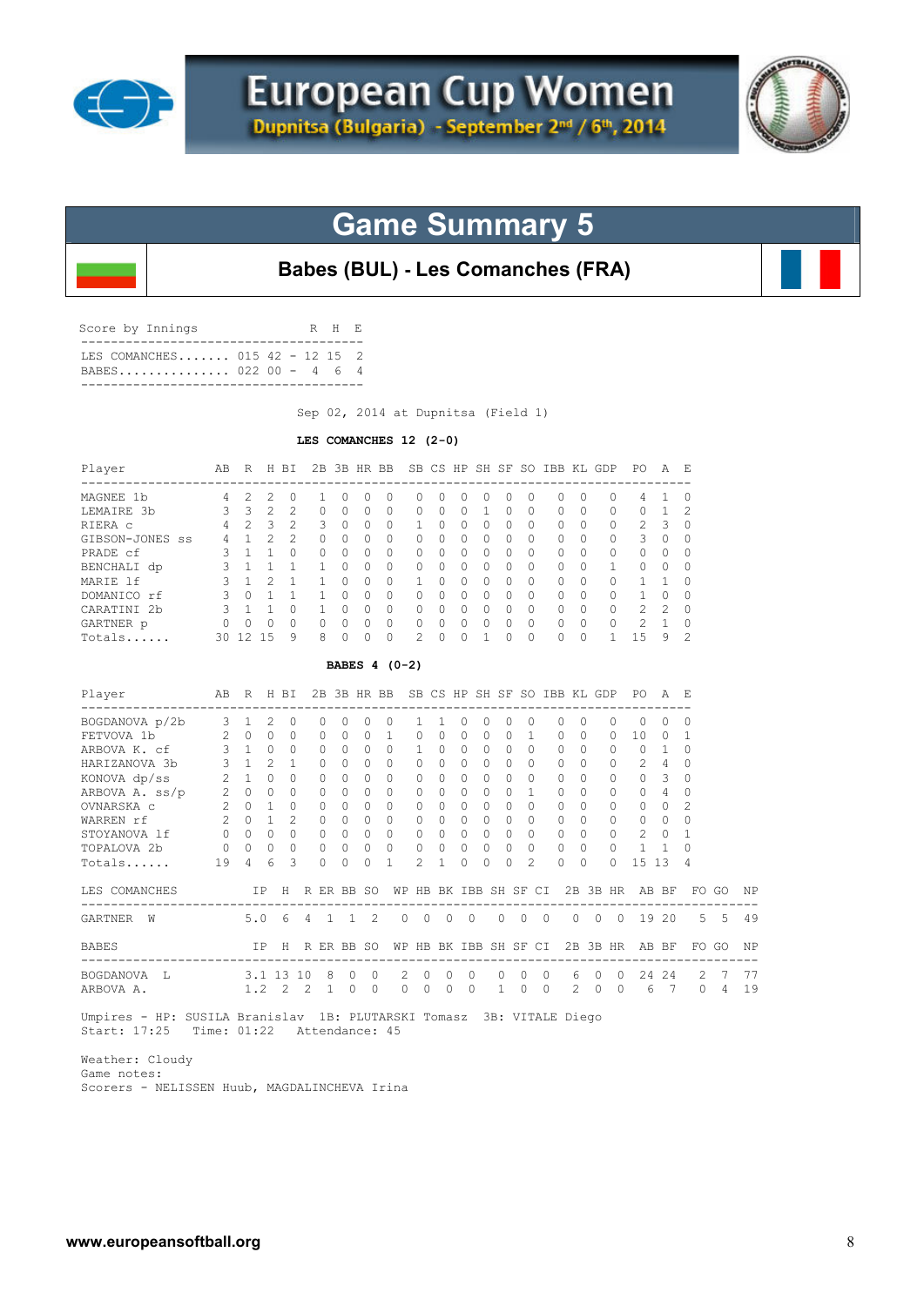# European Cup Women

**Dupnitsa (Bulgaria) - September 2nd / 6th, 2014**

## Game Summary 5

### Babes (BUL) - Les Comanches (FRA)

| Score by Innings | | R | H | E |
|---|---|---|---|---|
| LES COMANCHES | 015 42 | 12 | 15 | 2 |
| BABES | 022 00 | 4 | 6 | 4 |

Sep 02, 2014 at Dupnitsa (Field 1)

**LES COMANCHES 12 (2-0)**

| Player | AB | R | H | BI | 2B | 3B | HR | BB | SB | CS | HP | SH | SF | SO | IBB | KL | GDP | PO | A | E |
|---|---|---|---|---|---|---|---|---|---|---|---|---|---|---|---|---|---|---|---|---|
| MAGNEE 1b | 4 | 2 | 2 | 0 | 1 | 0 | 0 | 0 | 0 | 0 | 0 | 0 | 0 | 0 | 0 | 0 | 0 | 4 | 1 | 0 |
| LEMAIRE 3b | 3 | 3 | 2 | 2 | 0 | 0 | 0 | 0 | 0 | 0 | 0 | 1 | 0 | 0 | 0 | 0 | 0 | 0 | 1 | 2 |
| RIERA c | 4 | 2 | 3 | 2 | 3 | 0 | 0 | 0 | 1 | 0 | 0 | 0 | 0 | 0 | 0 | 0 | 0 | 2 | 3 | 0 |
| GIBSON-JONES ss | 4 | 1 | 2 | 2 | 0 | 0 | 0 | 0 | 0 | 0 | 0 | 0 | 0 | 0 | 0 | 0 | 0 | 3 | 0 | 0 |
| PRADE cf | 3 | 1 | 1 | 0 | 0 | 0 | 0 | 0 | 0 | 0 | 0 | 0 | 0 | 0 | 0 | 0 | 0 | 0 | 0 | 0 |
| BENCHALI dp | 3 | 1 | 1 | 1 | 1 | 0 | 0 | 0 | 0 | 0 | 0 | 0 | 0 | 0 | 0 | 0 | 1 | 0 | 0 | 0 |
| MARIE lf | 3 | 1 | 2 | 1 | 1 | 0 | 0 | 0 | 1 | 0 | 0 | 0 | 0 | 0 | 0 | 0 | 0 | 1 | 1 | 0 |
| DOMANICO rf | 3 | 0 | 1 | 1 | 1 | 0 | 0 | 0 | 0 | 0 | 0 | 0 | 0 | 0 | 0 | 0 | 0 | 1 | 0 | 0 |
| CARATINI 2b | 3 | 1 | 1 | 0 | 1 | 0 | 0 | 0 | 0 | 0 | 0 | 0 | 0 | 0 | 0 | 0 | 0 | 2 | 2 | 0 |
| GARTNER p | 0 | 0 | 0 | 0 | 0 | 0 | 0 | 0 | 0 | 0 | 0 | 0 | 0 | 0 | 0 | 0 | 0 | 2 | 1 | 0 |
| Totals...... | 30 | 12 | 15 | 9 | 8 | 0 | 0 | 0 | 2 | 0 | 0 | 1 | 0 | 0 | 0 | 0 | 1 | 15 | 9 | 2 |

**BABES 4 (0-2)**

| Player | AB | R | H | BI | 2B | 3B | HR | BB | SB | CS | HP | SH | SF | SO | IBB | KL | GDP | PO | A | E |
|---|---|---|---|---|---|---|---|---|---|---|---|---|---|---|---|---|---|---|---|---|
| BOGDANOVA p/2b | 3 | 1 | 2 | 0 | 0 | 0 | 0 | 0 | 1 | 1 | 0 | 0 | 0 | 0 | 0 | 0 | 0 | 0 | 0 | 0 |
| FETVOVA 1b | 2 | 0 | 0 | 0 | 0 | 0 | 0 | 1 | 0 | 0 | 0 | 0 | 0 | 1 | 0 | 0 | 0 | 10 | 0 | 1 |
| ARBOVA K. cf | 3 | 1 | 0 | 0 | 0 | 0 | 0 | 0 | 1 | 0 | 0 | 0 | 0 | 0 | 0 | 0 | 0 | 0 | 1 | 0 |
| HARIZANOVA 3b | 3 | 1 | 2 | 1 | 0 | 0 | 0 | 0 | 0 | 0 | 0 | 0 | 0 | 0 | 0 | 0 | 0 | 2 | 4 | 0 |
| KONOVA dp/ss | 2 | 1 | 0 | 0 | 0 | 0 | 0 | 0 | 0 | 0 | 0 | 0 | 0 | 0 | 0 | 0 | 0 | 0 | 3 | 0 |
| ARBOVA A. ss/p | 2 | 0 | 0 | 0 | 0 | 0 | 0 | 0 | 0 | 0 | 0 | 0 | 0 | 1 | 0 | 0 | 0 | 0 | 4 | 0 |
| OVNARSKA c | 2 | 0 | 1 | 0 | 0 | 0 | 0 | 0 | 0 | 0 | 0 | 0 | 0 | 0 | 0 | 0 | 0 | 0 | 0 | 2 |
| WARREN rf | 2 | 0 | 1 | 2 | 0 | 0 | 0 | 0 | 0 | 0 | 0 | 0 | 0 | 0 | 0 | 0 | 0 | 0 | 0 | 0 |
| STOYANOVA lf | 0 | 0 | 0 | 0 | 0 | 0 | 0 | 0 | 0 | 0 | 0 | 0 | 0 | 0 | 0 | 0 | 0 | 2 | 0 | 1 |
| TOPALOVA 2b | 0 | 0 | 0 | 0 | 0 | 0 | 0 | 0 | 0 | 0 | 0 | 0 | 0 | 0 | 0 | 0 | 0 | 1 | 1 | 0 |
| Totals...... | 19 | 4 | 6 | 3 | 0 | 0 | 0 | 1 | 2 | 1 | 0 | 0 | 0 | 2 | 0 | 0 | 0 | 15 | 13 | 4 |

| LES COMANCHES | IP | H | R | ER | BB | SO | WP | HB | BK | IBB | SH | SF | CI | 2B | 3B | HR | AB | BF | FO | GO | NP |
|---|---|---|---|---|---|---|---|---|---|---|---|---|---|---|---|---|---|---|---|---|---|
| GARTNER W | 5.0 | 6 | 4 | 1 | 1 | 2 | 0 | 0 | 0 | 0 | 0 | 0 | 0 | 0 | 0 | 0 | 19 | 20 | 5 | 5 | 49 |

| BABES | IP | H | R | ER | BB | SO | WP | HB | BK | IBB | SH | SF | CI | 2B | 3B | HR | AB | BF | FO | GO | NP |
|---|---|---|---|---|---|---|---|---|---|---|---|---|---|---|---|---|---|---|---|---|---|
| BOGDANOVA L | 3.1 | 13 | 10 | 8 | 0 | 0 | 2 | 0 | 0 | 0 | 0 | 0 | 0 | 6 | 0 | 0 | 24 | 24 | 2 | 7 | 77 |
| ARBOVA A. | 1.2 | 2 | 2 | 1 | 0 | 0 | 0 | 0 | 0 | 0 | 1 | 0 | 0 | 2 | 0 | 0 | 6 | 7 | 0 | 4 | 19 |

Umpires - HP: SUSILA Branislav 1B: PLUTARSKI Tomasz 3B: VITALE Diego
Start: 17:25 Time: 01:22 Attendance: 45

Weather: Cloudy
Game notes:
Scorers - NELISSEN Huub, MAGDALINCHEVA Irina

www.europeansoftball.org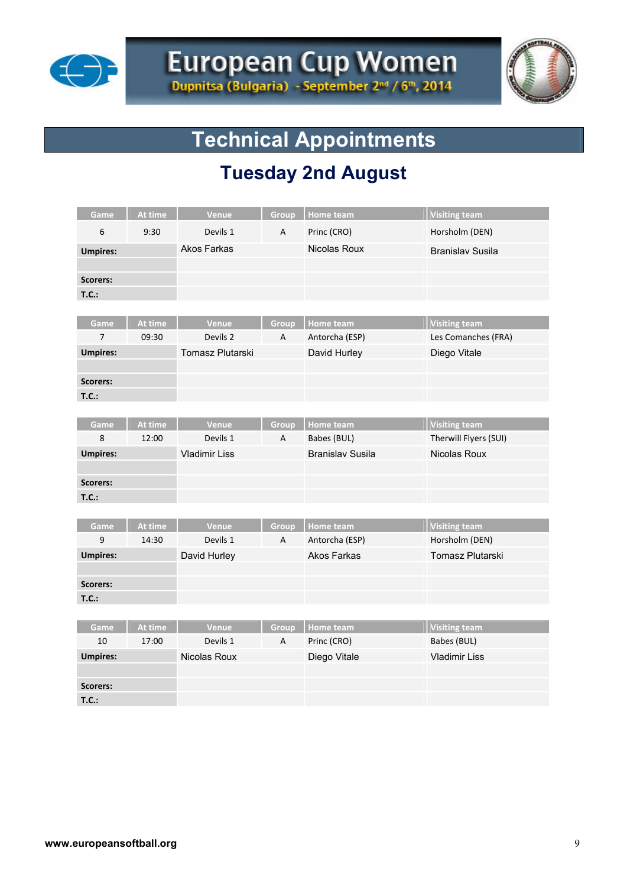# European Cup Women

Dupnitsa (Bulgaria) - September 2nd / 6th, 2014

## Technical Appointments

### Tuesday 2nd August

| Game | At time | Venue | Group | Home team | Visiting team |
|---|---|---|---|---|---|
| 6 | 9:30 | Devils 1 | A | Princ (CRO) | Horsholm (DEN) |
| **Umpires:** | | Akos Farkas | | Nicolas Roux | Branislav Susila |
| | | | | | |
| **Scorers:** | | | | | |
| **T.C.:** | | | | | |

| Game | At time | Venue | Group | Home team | Visiting team |
|---|---|---|---|---|---|
| 7 | 09:30 | Devils 2 | A | Antorcha (ESP) | Les Comanches (FRA) |
| **Umpires:** | | Tomasz Plutarski | | David Hurley | Diego Vitale |
| | | | | | |
| **Scorers:** | | | | | |
| **T.C.:** | | | | | |

| Game | At time | Venue | Group | Home team | Visiting team |
|---|---|---|---|---|---|
| 8 | 12:00 | Devils 1 | A | Babes (BUL) | Therwill Flyers (SUI) |
| **Umpires:** | | Vladimir Liss | | Branislav Susila | Nicolas Roux |
| | | | | | |
| **Scorers:** | | | | | |
| **T.C.:** | | | | | |

| Game | At time | Venue | Group | Home team | Visiting team |
|---|---|---|---|---|---|
| 9 | 14:30 | Devils 1 | A | Antorcha (ESP) | Horsholm (DEN) |
| **Umpires:** | | David Hurley | | Akos Farkas | Tomasz Plutarski |
| | | | | | |
| **Scorers:** | | | | | |
| **T.C.:** | | | | | |

| Game | At time | Venue | Group | Home team | Visiting team |
|---|---|---|---|---|---|
| 10 | 17:00 | Devils 1 | A | Princ (CRO) | Babes (BUL) |
| **Umpires:** | | Nicolas Roux | | Diego Vitale | Vladimir Liss |
| | | | | | |
| **Scorers:** | | | | | |
| **T.C.:** | | | | | |

www.europeansoftball.org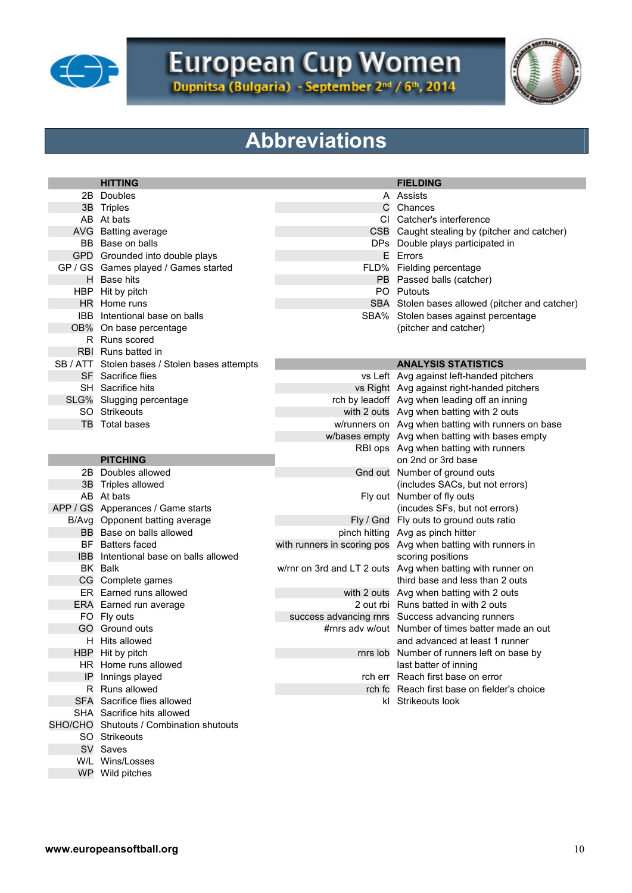# European Cup Women

**Dupnitsa (Bulgaria) - September 2nd / 6th, 2014**

## Abbreviations

### HITTING

| | |
|---|---|
| 2B | Doubles |
| 3B | Triples |
| AB | At bats |
| AVG | Batting average |
| BB | Base on balls |
| GPD | Grounded into double plays |
| GP / GS | Games played / Games started |
| H | Base hits |
| HBP | Hit by pitch |
| HR | Home runs |
| IBB | Intentional base on balls |
| OB% | On base percentage |
| R | Runs scored |
| RBI | Runs batted in |
| SB / ATT | Stolen bases / Stolen bases attempts |
| SF | Sacrifice flies |
| SH | Sacrifice hits |
| SLG% | Slugging percentage |
| SO | Strikeouts |
| TB | Total bases |

### PITCHING

| | |
|---|---|
| 2B | Doubles allowed |
| 3B | Triples allowed |
| AB | At bats |
| APP / GS | Appearances / Game starts |
| B/Avg | Opponent batting average |
| BB | Base on balls allowed |
| BF | Batters faced |
| IBB | Intentional base on balls allowed |
| BK | Balk |
| CG | Complete games |
| ER | Earned runs allowed |
| ERA | Earned run average |
| FO | Fly outs |
| GO | Ground outs |
| H | Hits allowed |
| HBP | Hit by pitch |
| HR | Home runs allowed |
| IP | Innings played |
| R | Runs allowed |
| SFA | Sacrifice flies allowed |
| SHA | Sacrifice hits allowed |
| SHO/CHO | Shutouts / Combination shutouts |
| SO | Strikeouts |
| SV | Saves |
| W/L | Wins/Losses |
| WP | Wild pitches |

### FIELDING

| | |
|---|---|
| A | Assists |
| C | Chances |
| CI | Catcher's interference |
| CSB | Caught stealing by (pitcher and catcher) |
| DPs | Double plays participated in |
| E | Errors |
| FLD% | Fielding percentage |
| PB | Passed balls (catcher) |
| PO | Putouts |
| SBA | Stolen bases allowed (pitcher and catcher) |
| SBA% | Stolen bases against percentage (pitcher and catcher) |

### ANALYSIS STATISTICS

| | |
|---|---|
| vs Left | Avg against left-handed pitchers |
| vs Right | Avg against right-handed pitchers |
| rch by leadoff | Avg when leading off an inning |
| with 2 outs | Avg when batting with 2 outs |
| w/runners on | Avg when batting with runners on base |
| w/bases empty | Avg when batting with bases empty |
| RBI ops | Avg when batting with runners on 2nd or 3rd base |
| Gnd out | Number of ground outs (includes SACs, but not errors) |
| Fly out | Number of fly outs (incudes SFs, but not errors) |
| Fly / Gnd | Fly outs to ground outs ratio |
| pinch hitting | Avg as pinch hitter |
| with runners in scoring pos | Avg when batting with runners in scoring positions |
| w/rnr on 3rd and LT 2 outs | Avg when batting with runner on third base and less than 2 outs |
| with 2 outs | Avg when batting with 2 outs |
| 2 out rbi | Runs batted in with 2 outs |
| success advancing rnrs | Success advancing runners |
| #rnrs adv w/out | Number of times batter made an out and advanced at least 1 runner |
| rnrs lob | Number of runners left on base by last batter of inning |
| rch err | Reach first base on error |
| rch fc | Reach first base on fielder's choice |
| kl | Strikeouts look |

www.europeansoftball.org